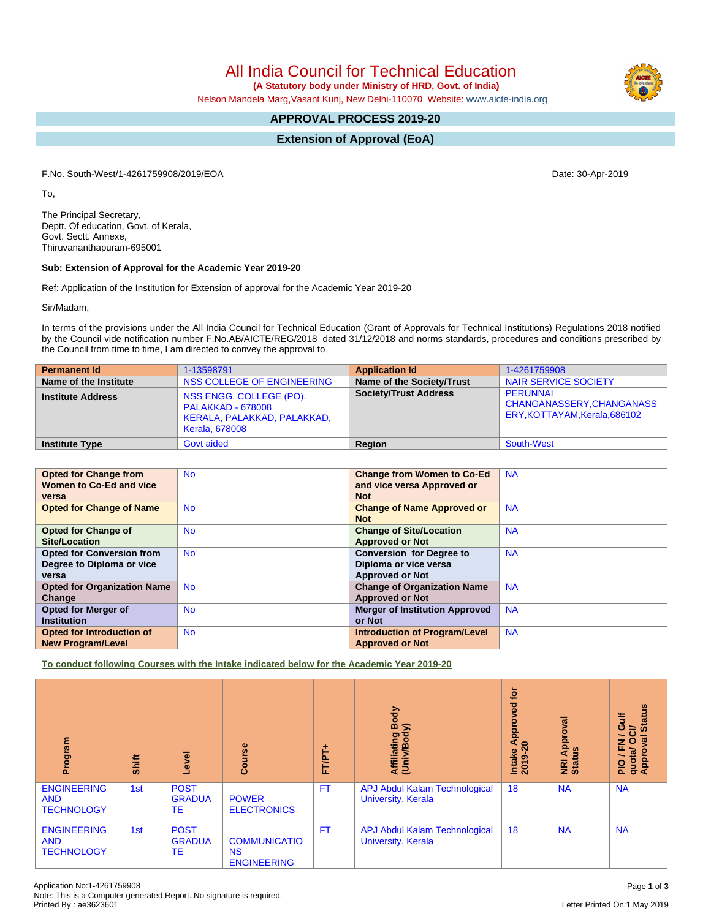# All India Council for Technical Education

**(A Statutory body under Ministry of HRD, Govt. of India)**

Nelson Mandela Marg,Vasant Kunj, New Delhi-110070 Website: www.aicte-india.org

## APPROVAL PROCESS 2019-20

## Extension of Approval (EoA)

F.No. South-West/1-4261759908/2019/EOA

Date: 30-Apr-2019

To,

The Principal Secretary,
Deptt. Of education, Govt. of Kerala,
Govt. Sectt. Annexe,
Thiruvananthapuram-695001

**Sub: Extension of Approval for the Academic Year 2019-20**

Ref: Application of the Institution for Extension of approval for the Academic Year 2019-20

Sir/Madam,

In terms of the provisions under the All India Council for Technical Education (Grant of Approvals for Technical Institutions) Regulations 2018 notified by the Council vide notification number F.No.AB/AICTE/REG/2018 dated 31/12/2018 and norms standards, procedures and conditions prescribed by the Council from time to time, I am directed to convey the approval to

| **Permanent Id** | 1-13598791 | **Application Id** | 1-4261759908 |
|---|---|---|---|
| **Name of the Institute** | NSS COLLEGE OF ENGINEERING | **Name of the Society/Trust** | NAIR SERVICE SOCIETY |
| **Institute Address** | NSS ENGG. COLLEGE (PO). PALAKKAD - 678008 KERALA, PALAKKAD, PALAKKAD, Kerala, 678008 | **Society/Trust Address** | PERUNNAI CHANGANASSERY,CHANGANASSERY,KOTTAYAM,Kerala,686102 |
| **Institute Type** | Govt aided | **Region** | South-West |

| **Opted for Change from Women to Co-Ed and vice versa** | No | **Change from Women to Co-Ed and vice versa Approved or Not** | NA |
|---|---|---|---|
| **Opted for Change of Name** | No | **Change of Name Approved or Not** | NA |
| **Opted for Change of Site/Location** | No | **Change of Site/Location Approved or Not** | NA |
| **Opted for Conversion from Degree to Diploma or vice versa** | No | **Conversion for Degree to Diploma or vice versa Approved or Not** | NA |
| **Opted for Organization Name Change** | No | **Change of Organization Name Approved or Not** | NA |
| **Opted for Merger of Institution** | No | **Merger of Institution Approved or Not** | NA |
| **Opted for Introduction of New Program/Level** | No | **Introduction of Program/Level Approved or Not** | NA |

**To conduct following Courses with the Intake indicated below for the Academic Year 2019-20**

| Program | Shift | Level | Course | FT/PT+ | Affiliating Body (Univ/Body) | Intake Approved for 2019-20 | NRI Approval Status | PIO / FN / Gulf quota/ OCI/ Approval Status |
|---|---|---|---|---|---|---|---|---|
| ENGINEERING AND TECHNOLOGY | 1st | POST GRADUATE | POWER ELECTRONICS | FT | APJ Abdul Kalam Technological University, Kerala | 18 | NA | NA |
| ENGINEERING AND TECHNOLOGY | 1st | POST GRADUATE | COMMUNICATIONS ENGINEERING | FT | APJ Abdul Kalam Technological University, Kerala | 18 | NA | NA |

Application No:1-4261759908
Note: This is a Computer generated Report. No signature is required.
Printed By : ae3623601

Letter Printed On:1 May 2019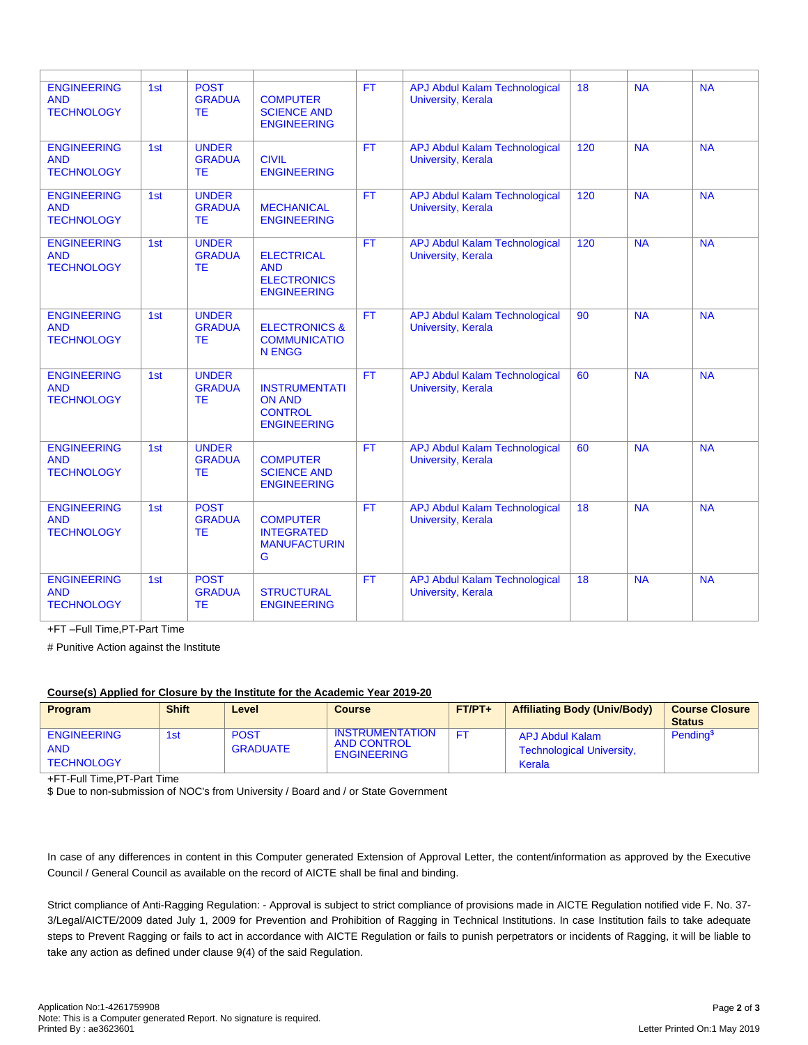| | | | | | | | | |
|---|---|---|---|---|---|---|---|---|
| ENGINEERING AND TECHNOLOGY | 1st | POST GRADUATE | COMPUTER SCIENCE AND ENGINEERING | FT | APJ Abdul Kalam Technological University, Kerala | 18 | NA | NA |
| ENGINEERING AND TECHNOLOGY | 1st | UNDER GRADUATE | CIVIL ENGINEERING | FT | APJ Abdul Kalam Technological University, Kerala | 120 | NA | NA |
| ENGINEERING AND TECHNOLOGY | 1st | UNDER GRADUATE | MECHANICAL ENGINEERING | FT | APJ Abdul Kalam Technological University, Kerala | 120 | NA | NA |
| ENGINEERING AND TECHNOLOGY | 1st | UNDER GRADUATE | ELECTRICAL AND ELECTRONICS ENGINEERING | FT | APJ Abdul Kalam Technological University, Kerala | 120 | NA | NA |
| ENGINEERING AND TECHNOLOGY | 1st | UNDER GRADUATE | ELECTRONICS & COMMUNICATION ENGG | FT | APJ Abdul Kalam Technological University, Kerala | 90 | NA | NA |
| ENGINEERING AND TECHNOLOGY | 1st | UNDER GRADUATE | INSTRUMENTATION AND CONTROL ENGINEERING | FT | APJ Abdul Kalam Technological University, Kerala | 60 | NA | NA |
| ENGINEERING AND TECHNOLOGY | 1st | UNDER GRADUATE | COMPUTER SCIENCE AND ENGINEERING | FT | APJ Abdul Kalam Technological University, Kerala | 60 | NA | NA |
| ENGINEERING AND TECHNOLOGY | 1st | POST GRADUATE | COMPUTER INTEGRATED MANUFACTURING | FT | APJ Abdul Kalam Technological University, Kerala | 18 | NA | NA |
| ENGINEERING AND TECHNOLOGY | 1st | POST GRADUATE | STRUCTURAL ENGINEERING | FT | APJ Abdul Kalam Technological University, Kerala | 18 | NA | NA |

+FT –Full Time,PT-Part Time

# Punitive Action against the Institute

**Course(s) Applied for Closure by the Institute for the Academic Year 2019-20**

| Program | Shift | Level | Course | FT/PT+ | Affiliating Body (Univ/Body) | Course Closure Status |
|---|---|---|---|---|---|---|
| ENGINEERING AND TECHNOLOGY | 1st | POST GRADUATE | INSTRUMENTATION AND CONTROL ENGINEERING | FT | APJ Abdul Kalam Technological University, Kerala | Pending$ |

+FT-Full Time,PT-Part Time

$ Due to non-submission of NOC's from University / Board and / or State Government

In case of any differences in content in this Computer generated Extension of Approval Letter, the content/information as approved by the Executive Council / General Council as available on the record of AICTE shall be final and binding.

Strict compliance of Anti-Ragging Regulation: - Approval is subject to strict compliance of provisions made in AICTE Regulation notified vide F. No. 37-3/Legal/AICTE/2009 dated July 1, 2009 for Prevention and Prohibition of Ragging in Technical Institutions. In case Institution fails to take adequate steps to Prevent Ragging or fails to act in accordance with AICTE Regulation or fails to punish perpetrators or incidents of Ragging, it will be liable to take any action as defined under clause 9(4) of the said Regulation.

Application No:1-4261759908
Note: This is a Computer generated Report. No signature is required.
Printed By : ae3623601

Letter Printed On:1 May 2019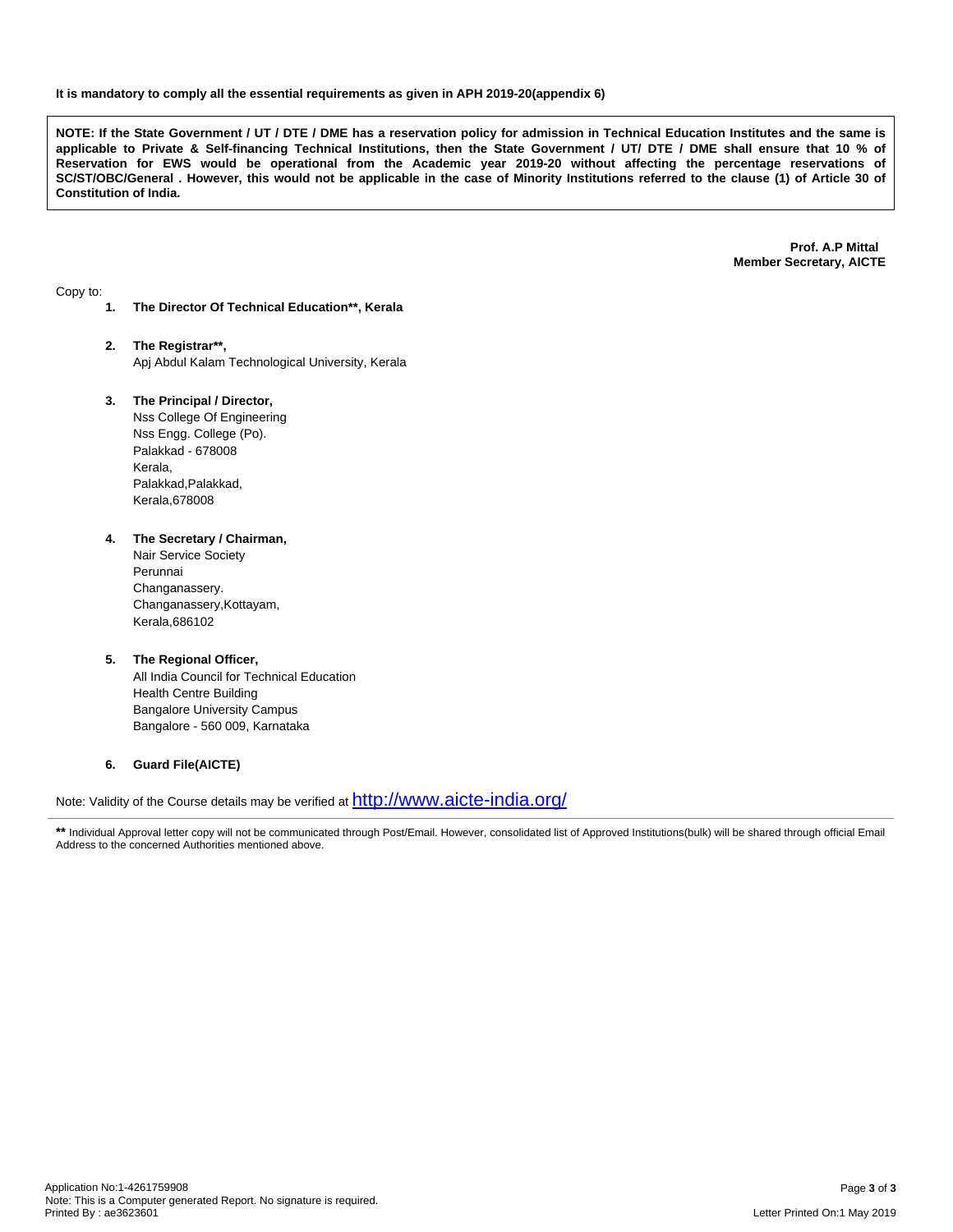**It is mandatory to comply all the essential requirements as given in APH 2019-20(appendix 6)**

**NOTE: If the State Government / UT / DTE / DME has a reservation policy for admission in Technical Education Institutes and the same is applicable to Private & Self-financing Technical Institutions, then the State Government / UT/ DTE / DME shall ensure that 10 % of Reservation for EWS would be operational from the Academic year 2019-20 without affecting the percentage reservations of SC/ST/OBC/General . However, this would not be applicable in the case of Minority Institutions referred to the clause (1) of Article 30 of Constitution of India.**

**Prof. A.P Mittal**
**Member Secretary, AICTE**

Copy to:

1. **The Director Of Technical Education**\*\*, Kerala**

2. **The Registrar**\*\*,**
   Apj Abdul Kalam Technological University, Kerala

3. **The Principal / Director,**
   Nss College Of Engineering
   Nss Engg. College (Po).
   Palakkad - 678008
   Kerala,
   Palakkad,Palakkad,
   Kerala,678008

4. **The Secretary / Chairman,**
   Nair Service Society
   Perunnai
   Changanassery.
   Changanassery,Kottayam,
   Kerala,686102

5. **The Regional Officer,**
   All India Council for Technical Education
   Health Centre Building
   Bangalore University Campus
   Bangalore - 560 009, Karnataka

6. **Guard File(AICTE)**

Note: Validity of the Course details may be verified at http://www.aicte-india.org/

---

**\*\*** Individual Approval letter copy will not be communicated through Post/Email. However, consolidated list of Approved Institutions(bulk) will be shared through official Email Address to the concerned Authorities mentioned above.

Application No:1-4261759908
Note: This is a Computer generated Report. No signature is required.
Printed By : ae3623601

Letter Printed On:1 May 2019